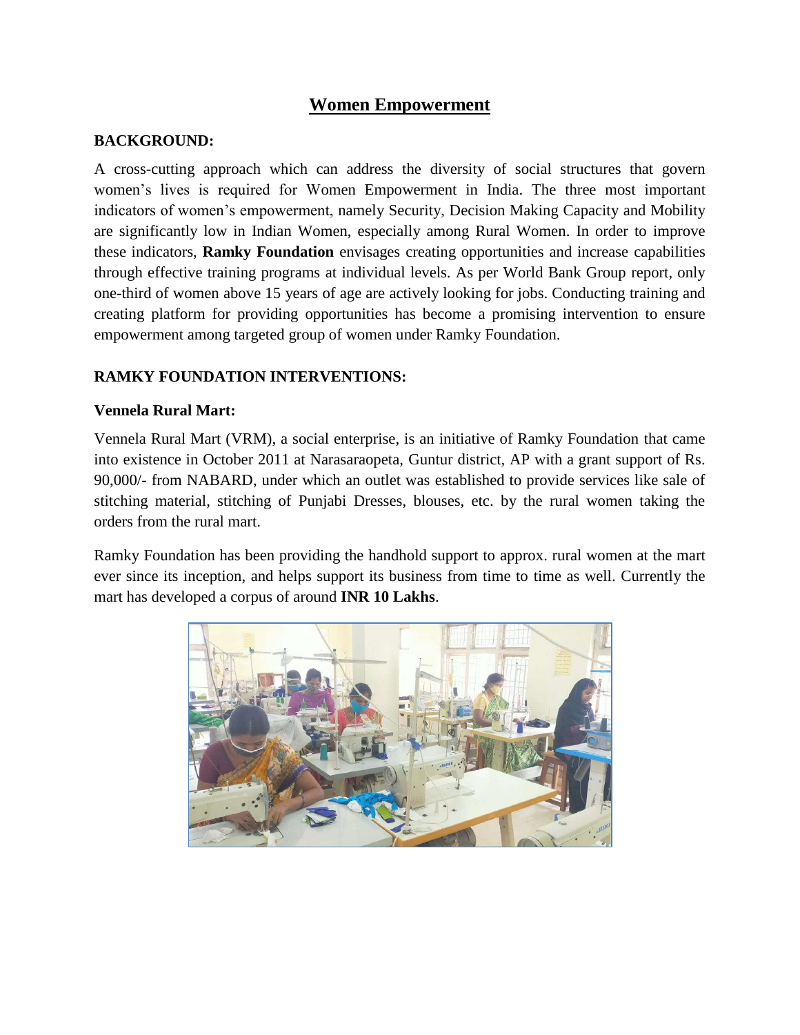# Women Empowerment

## BACKGROUND:

A cross-cutting approach which can address the diversity of social structures that govern women's lives is required for Women Empowerment in India. The three most important indicators of women's empowerment, namely Security, Decision Making Capacity and Mobility are significantly low in Indian Women, especially among Rural Women. In order to improve these indicators, **Ramky Foundation** envisages creating opportunities and increase capabilities through effective training programs at individual levels. As per World Bank Group report, only one-third of women above 15 years of age are actively looking for jobs. Conducting training and creating platform for providing opportunities has become a promising intervention to ensure empowerment among targeted group of women under Ramky Foundation.

## RAMKY FOUNDATION INTERVENTIONS:

### Vennela Rural Mart:

Vennela Rural Mart (VRM), a social enterprise, is an initiative of Ramky Foundation that came into existence in October 2011 at Narasaraopeta, Guntur district, AP with a grant support of Rs. 90,000/- from NABARD, under which an outlet was established to provide services like sale of stitching material, stitching of Punjabi Dresses, blouses, etc. by the rural women taking the orders from the rural mart.

Ramky Foundation has been providing the handhold support to approx. rural women at the mart ever since its inception, and helps support its business from time to time as well. Currently the mart has developed a corpus of around **INR 10 Lakhs**.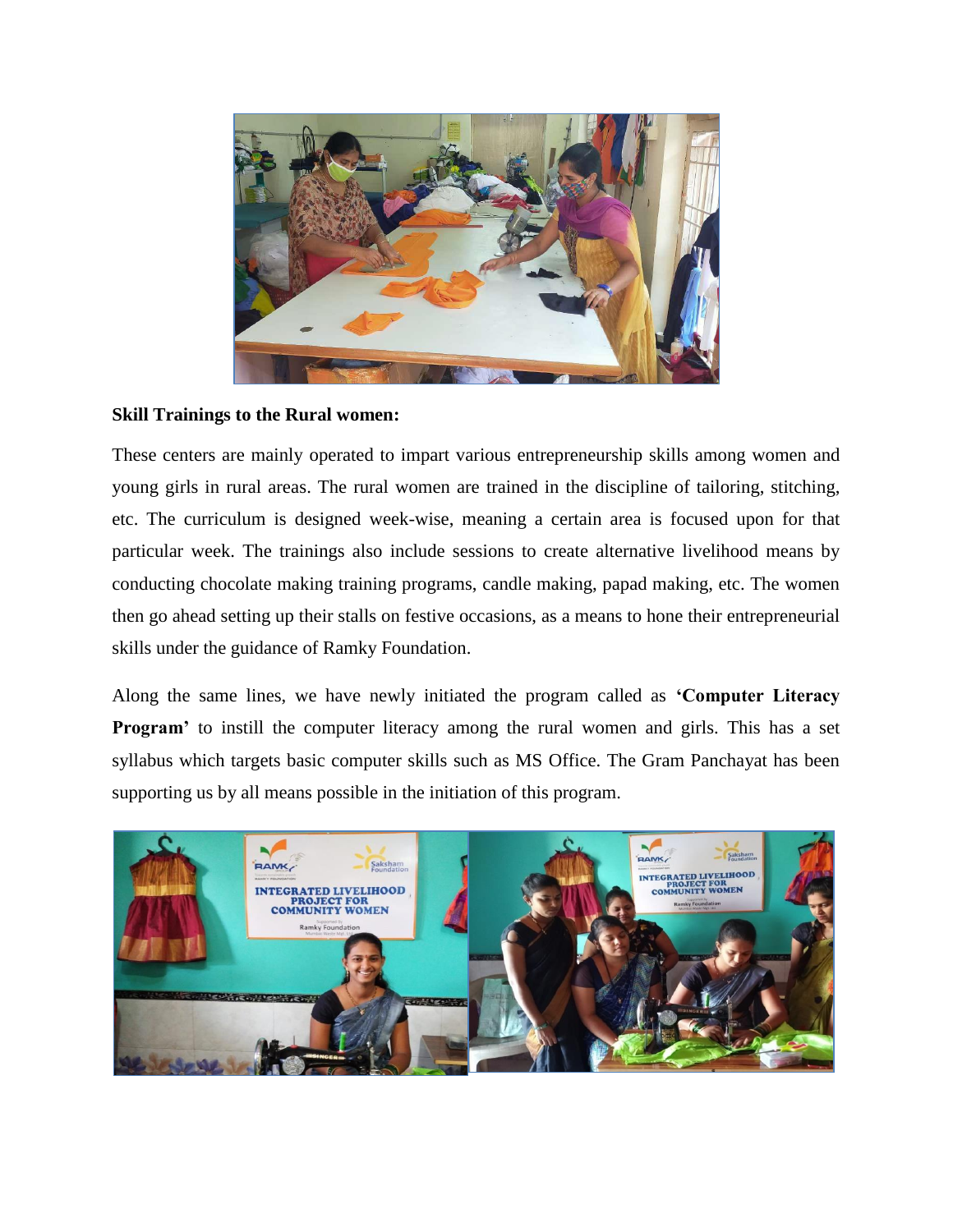**Skill Trainings to the Rural women:**

These centers are mainly operated to impart various entrepreneurship skills among women and young girls in rural areas. The rural women are trained in the discipline of tailoring, stitching, etc. The curriculum is designed week-wise, meaning a certain area is focused upon for that particular week. The trainings also include sessions to create alternative livelihood means by conducting chocolate making training programs, candle making, papad making, etc. The women then go ahead setting up their stalls on festive occasions, as a means to hone their entrepreneurial skills under the guidance of Ramky Foundation.

Along the same lines, we have newly initiated the program called as **'Computer Literacy Program'** to instill the computer literacy among the rural women and girls. This has a set syllabus which targets basic computer skills such as MS Office. The Gram Panchayat has been supporting us by all means possible in the initiation of this program.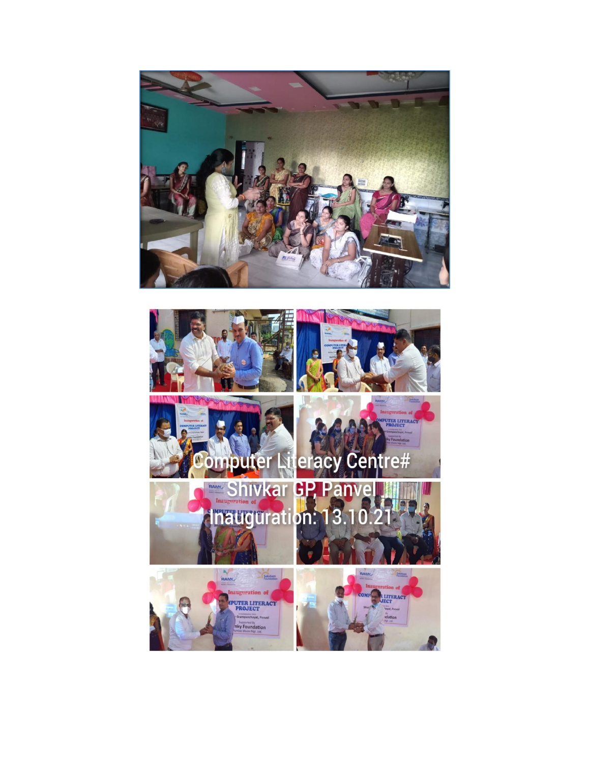Computer Literacy Centre# Shivkar GP, Panvel Inauguration: 13.10.21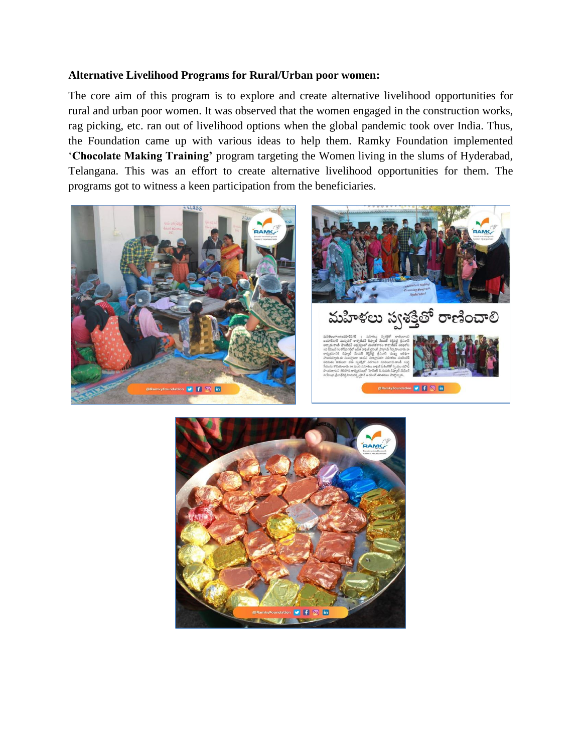**Alternative Livelihood Programs for Rural/Urban poor women:**

The core aim of this program is to explore and create alternative livelihood opportunities for rural and urban poor women. It was observed that the women engaged in the construction works, rag picking, etc. ran out of livelihood options when the global pandemic took over India. Thus, the Foundation came up with various ideas to help them. Ramky Foundation implemented '**Chocolate Making Training'** program targeting the Women living in the slums of Hyderabad, Telangana. This was an effort to create alternative livelihood opportunities for them. The programs got to witness a keen participation from the beneficiaries.